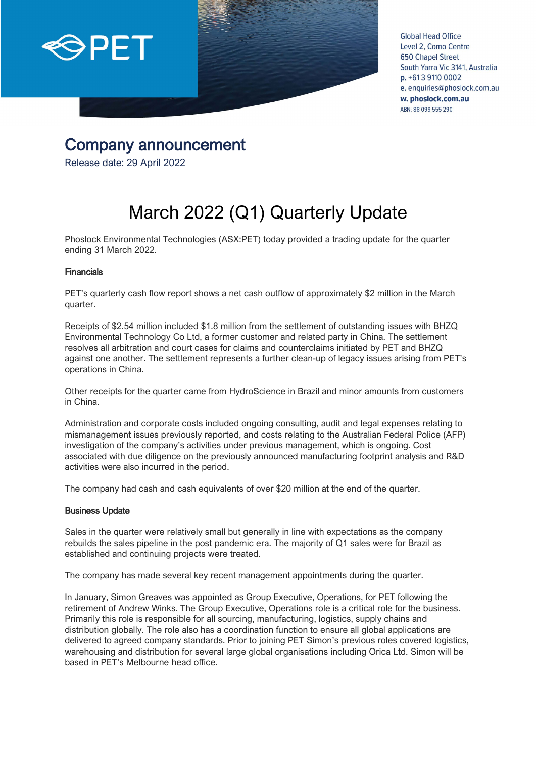Global Head Office
Level 2, Como Centre
650 Chapel Street
South Yarra Vic 3141, Australia
**p.** +61 3 9110 0002
**e.** enquiries@phoslock.com.au
**w. phoslock.com.au**
ABN: 88 099 555 290

## Company announcement

Release date: 29 April 2022

# March 2022 (Q1) Quarterly Update

Phoslock Environmental Technologies (ASX:PET) today provided a trading update for the quarter ending 31 March 2022.

### Financials

PET's quarterly cash flow report shows a net cash outflow of approximately $2 million in the March quarter.

Receipts of $2.54 million included $1.8 million from the settlement of outstanding issues with BHZQ Environmental Technology Co Ltd, a former customer and related party in China. The settlement resolves all arbitration and court cases for claims and counterclaims initiated by PET and BHZQ against one another. The settlement represents a further clean-up of legacy issues arising from PET's operations in China.

Other receipts for the quarter came from HydroScience in Brazil and minor amounts from customers in China.

Administration and corporate costs included ongoing consulting, audit and legal expenses relating to mismanagement issues previously reported, and costs relating to the Australian Federal Police (AFP) investigation of the company's activities under previous management, which is ongoing. Cost associated with due diligence on the previously announced manufacturing footprint analysis and R&D activities were also incurred in the period.

The company had cash and cash equivalents of over $20 million at the end of the quarter.

### Business Update

Sales in the quarter were relatively small but generally in line with expectations as the company rebuilds the sales pipeline in the post pandemic era. The majority of Q1 sales were for Brazil as established and continuing projects were treated.

The company has made several key recent management appointments during the quarter.

In January, Simon Greaves was appointed as Group Executive, Operations, for PET following the retirement of Andrew Winks. The Group Executive, Operations role is a critical role for the business. Primarily this role is responsible for all sourcing, manufacturing, logistics, supply chains and distribution globally. The role also has a coordination function to ensure all global applications are delivered to agreed company standards. Prior to joining PET Simon's previous roles covered logistics, warehousing and distribution for several large global organisations including Orica Ltd. Simon will be based in PET's Melbourne head office.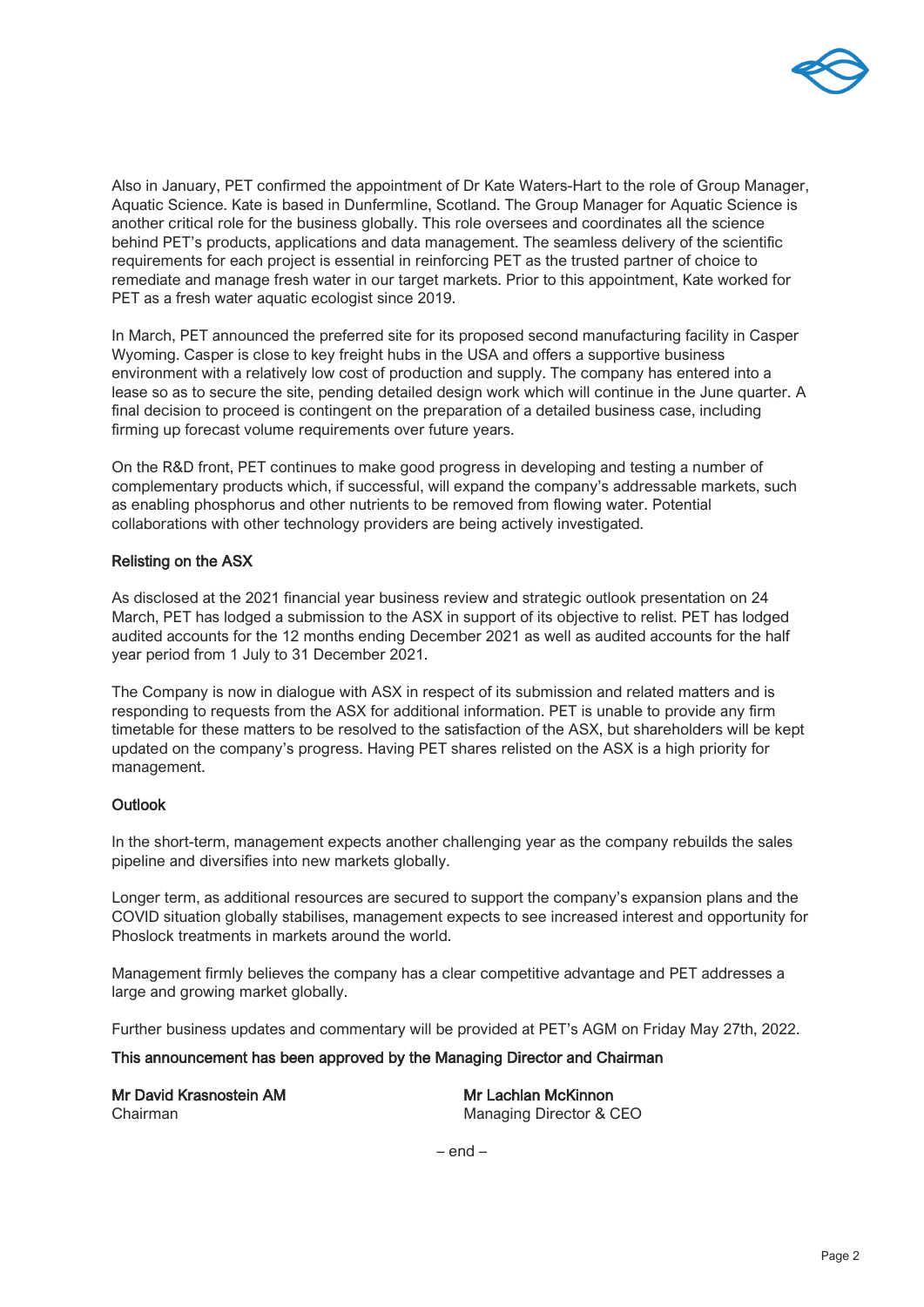Also in January, PET confirmed the appointment of Dr Kate Waters-Hart to the role of Group Manager, Aquatic Science. Kate is based in Dunfermline, Scotland. The Group Manager for Aquatic Science is another critical role for the business globally. This role oversees and coordinates all the science behind PET's products, applications and data management. The seamless delivery of the scientific requirements for each project is essential in reinforcing PET as the trusted partner of choice to remediate and manage fresh water in our target markets. Prior to this appointment, Kate worked for PET as a fresh water aquatic ecologist since 2019.

In March, PET announced the preferred site for its proposed second manufacturing facility in Casper Wyoming. Casper is close to key freight hubs in the USA and offers a supportive business environment with a relatively low cost of production and supply. The company has entered into a lease so as to secure the site, pending detailed design work which will continue in the June quarter. A final decision to proceed is contingent on the preparation of a detailed business case, including firming up forecast volume requirements over future years.

On the R&D front, PET continues to make good progress in developing and testing a number of complementary products which, if successful, will expand the company's addressable markets, such as enabling phosphorus and other nutrients to be removed from flowing water. Potential collaborations with other technology providers are being actively investigated.

## Relisting on the ASX

As disclosed at the 2021 financial year business review and strategic outlook presentation on 24 March, PET has lodged a submission to the ASX in support of its objective to relist. PET has lodged audited accounts for the 12 months ending December 2021 as well as audited accounts for the half year period from 1 July to 31 December 2021.

The Company is now in dialogue with ASX in respect of its submission and related matters and is responding to requests from the ASX for additional information. PET is unable to provide any firm timetable for these matters to be resolved to the satisfaction of the ASX, but shareholders will be kept updated on the company's progress. Having PET shares relisted on the ASX is a high priority for management.

## Outlook

In the short-term, management expects another challenging year as the company rebuilds the sales pipeline and diversifies into new markets globally.

Longer term, as additional resources are secured to support the company's expansion plans and the COVID situation globally stabilises, management expects to see increased interest and opportunity for Phoslock treatments in markets around the world.

Management firmly believes the company has a clear competitive advantage and PET addresses a large and growing market globally.

Further business updates and commentary will be provided at PET's AGM on Friday May 27th, 2022.

**This announcement has been approved by the Managing Director and Chairman**

**Mr David Krasnostein AM**
Chairman

**Mr Lachlan McKinnon**
Managing Director & CEO

– end –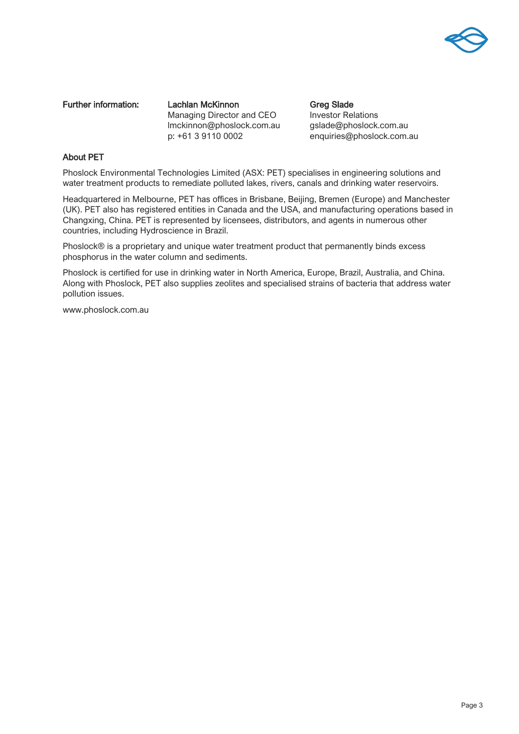**Further information:**

**Lachlan McKinnon**
Managing Director and CEO
lmckinnon@phoslock.com.au
p: +61 3 9110 0002

**Greg Slade**
Investor Relations
gslade@phoslock.com.au
enquiries@phoslock.com.au

## About PET

Phoslock Environmental Technologies Limited (ASX: PET) specialises in engineering solutions and water treatment products to remediate polluted lakes, rivers, canals and drinking water reservoirs.

Headquartered in Melbourne, PET has offices in Brisbane, Beijing, Bremen (Europe) and Manchester (UK). PET also has registered entities in Canada and the USA, and manufacturing operations based in Changxing, China. PET is represented by licensees, distributors, and agents in numerous other countries, including Hydroscience in Brazil.

Phoslock® is a proprietary and unique water treatment product that permanently binds excess phosphorus in the water column and sediments.

Phoslock is certified for use in drinking water in North America, Europe, Brazil, Australia, and China. Along with Phoslock, PET also supplies zeolites and specialised strains of bacteria that address water pollution issues.

www.phoslock.com.au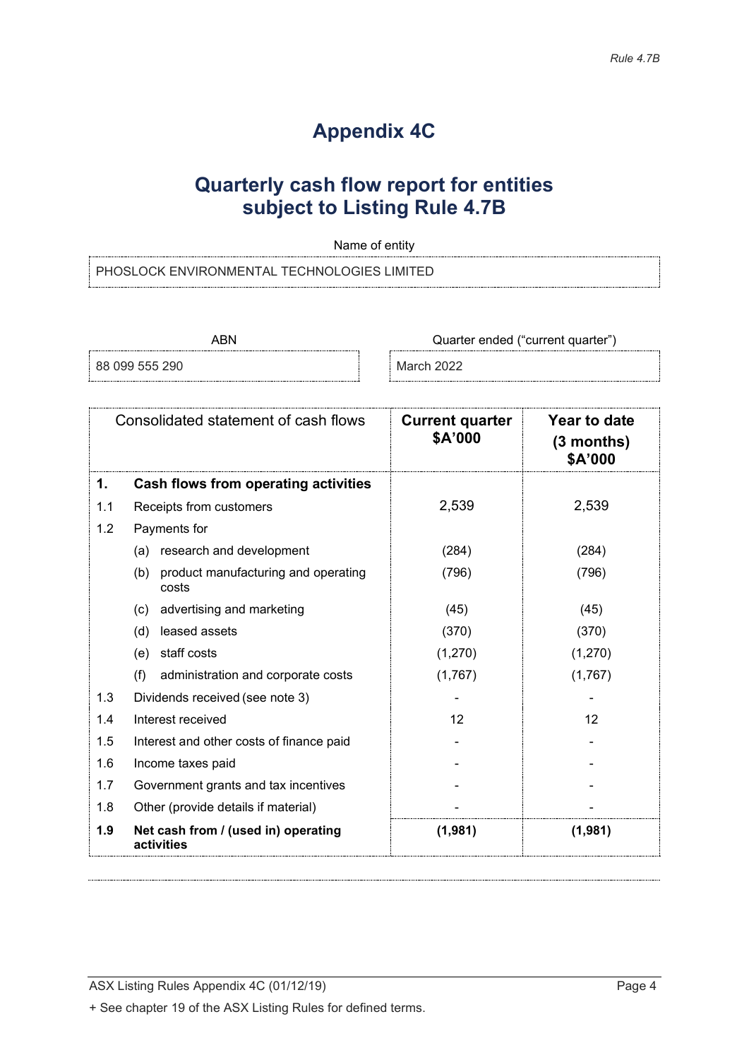*Rule 4.7B*

# Appendix 4C

## Quarterly cash flow report for entities subject to Listing Rule 4.7B

Name of entity

| PHOSLOCK ENVIRONMENTAL TECHNOLOGIES LIMITED |
|---|

| ABN | Quarter ended ("current quarter") |
|---|---|
| 88 099 555 290 | March 2022 |

| | Consolidated statement of cash flows | Current quarter $A'000 | Year to date (3 months) $A'000 |
|---|---|---|---|
| **1.** | **Cash flows from operating activities** | | |
| 1.1 | Receipts from customers | 2,539 | 2,539 |
| 1.2 | Payments for | | |
| | (a) research and development | (284) | (284) |
| | (b) product manufacturing and operating costs | (796) | (796) |
| | (c) advertising and marketing | (45) | (45) |
| | (d) leased assets | (370) | (370) |
| | (e) staff costs | (1,270) | (1,270) |
| | (f) administration and corporate costs | (1,767) | (1,767) |
| 1.3 | Dividends received (see note 3) | - | - |
| 1.4 | Interest received | 12 | 12 |
| 1.5 | Interest and other costs of finance paid | - | - |
| 1.6 | Income taxes paid | - | - |
| 1.7 | Government grants and tax incentives | - | - |
| 1.8 | Other (provide details if material) | - | - |
| **1.9** | **Net cash from / (used in) operating activities** | **(1,981)** | **(1,981)** |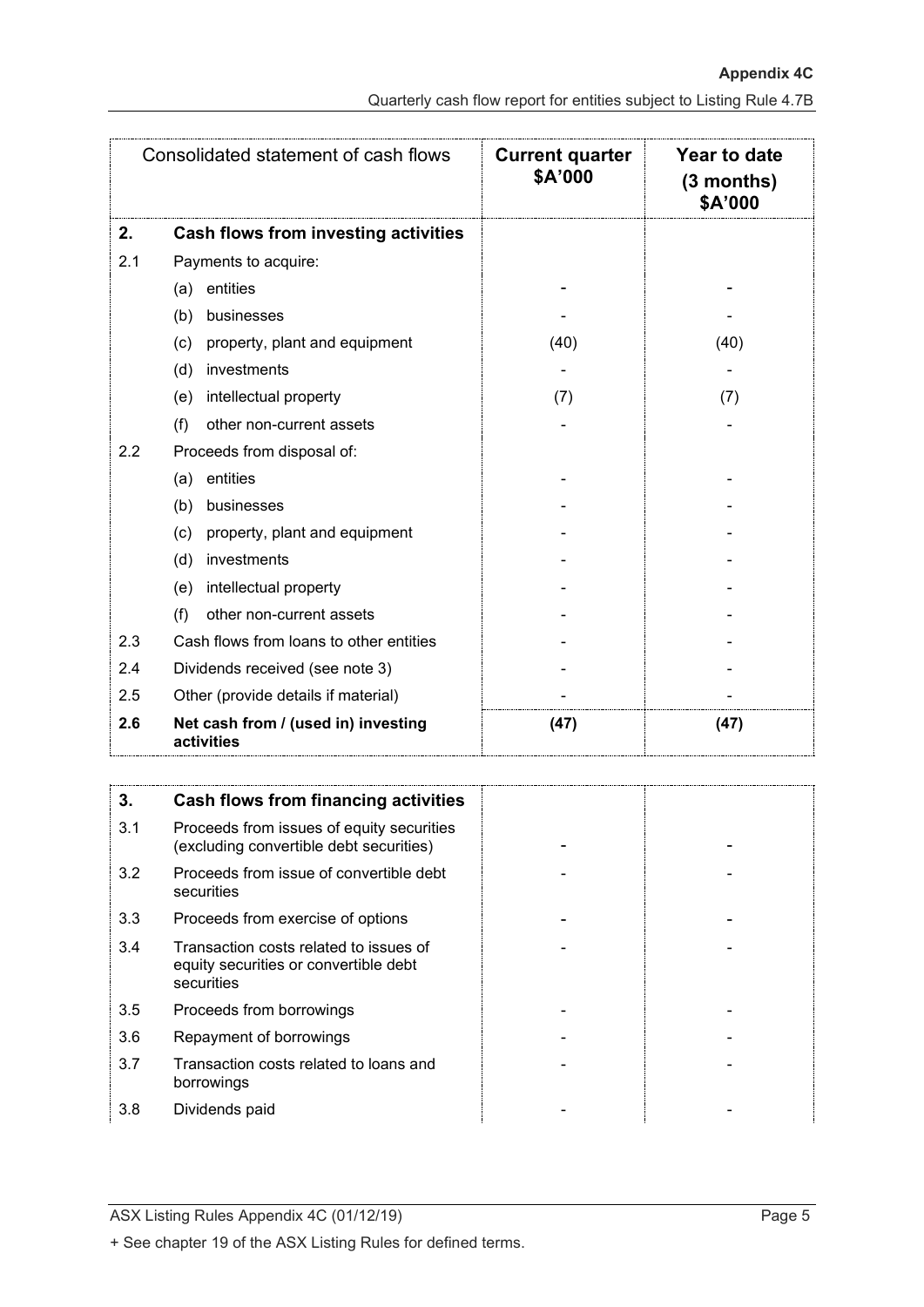| Consolidated statement of cash flows | | Current quarter $A'000 | Year to date (3 months) $A'000 |
|---|---|---|---|
| **2.** | **Cash flows from investing activities** | | |
| 2.1 | Payments to acquire: | | |
| | (a) entities | - | - |
| | (b) businesses | - | - |
| | (c) property, plant and equipment | (40) | (40) |
| | (d) investments | - | - |
| | (e) intellectual property | (7) | (7) |
| | (f) other non-current assets | - | - |
| 2.2 | Proceeds from disposal of: | | |
| | (a) entities | - | - |
| | (b) businesses | - | - |
| | (c) property, plant and equipment | - | - |
| | (d) investments | - | - |
| | (e) intellectual property | - | - |
| | (f) other non-current assets | - | - |
| 2.3 | Cash flows from loans to other entities | - | - |
| 2.4 | Dividends received (see note 3) | - | - |
| 2.5 | Other (provide details if material) | - | - |
| **2.6** | **Net cash from / (used in) investing activities** | **(47)** | **(47)** |

| | | | |
|---|---|---|---|
| **3.** | **Cash flows from financing activities** | | |
| 3.1 | Proceeds from issues of equity securities (excluding convertible debt securities) | - | - |
| 3.2 | Proceeds from issue of convertible debt securities | - | - |
| 3.3 | Proceeds from exercise of options | - | - |
| 3.4 | Transaction costs related to issues of equity securities or convertible debt securities | - | - |
| 3.5 | Proceeds from borrowings | - | - |
| 3.6 | Repayment of borrowings | - | - |
| 3.7 | Transaction costs related to loans and borrowings | - | - |
| 3.8 | Dividends paid | - | - |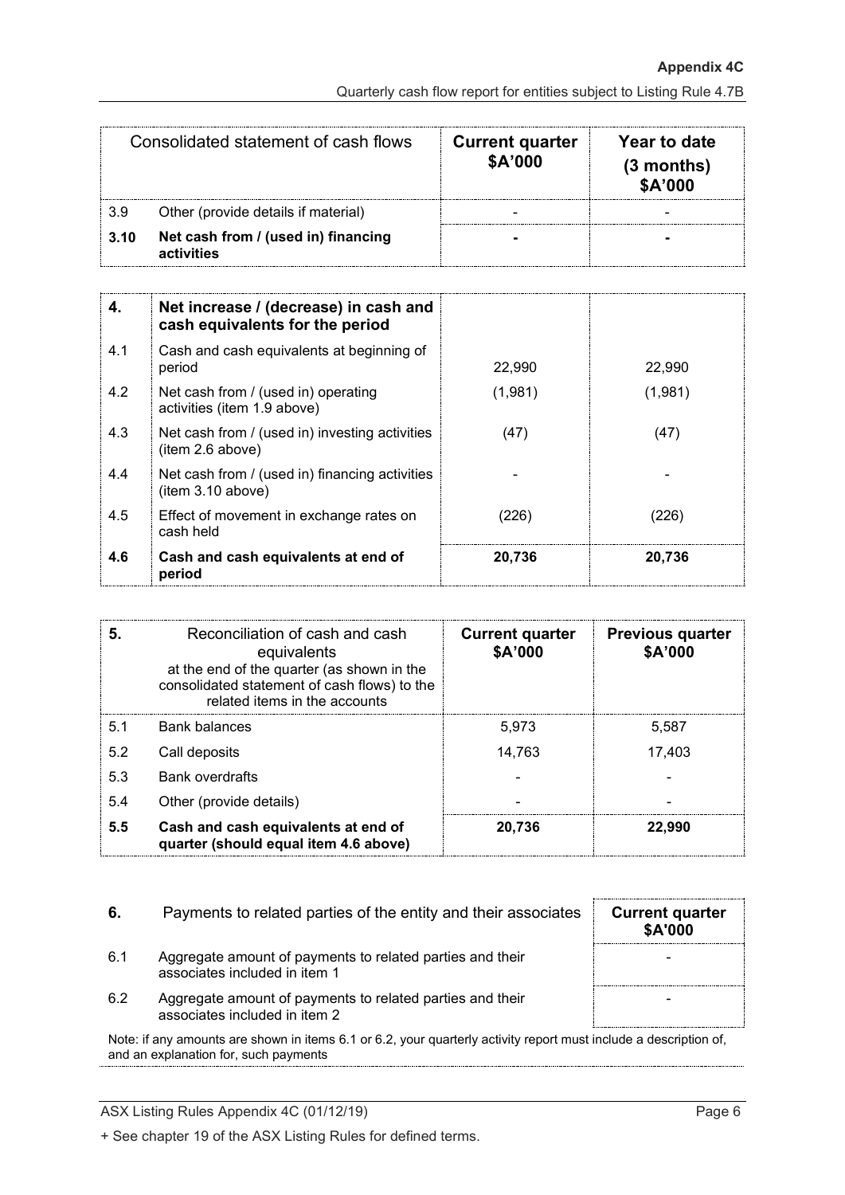| Consolidated statement of cash flows | | Current quarter $A'000 | Year to date (3 months) $A'000 |
|---|---|---|---|
| 3.9 | Other (provide details if material) | - | - |
| **3.10** | **Net cash from / (used in) financing activities** | **-** | **-** |

| **4.** | **Net increase / (decrease) in cash and cash equivalents for the period** | | |
|---|---|---|---|
| 4.1 | Cash and cash equivalents at beginning of period | 22,990 | 22,990 |
| 4.2 | Net cash from / (used in) operating activities (item 1.9 above) | (1,981) | (1,981) |
| 4.3 | Net cash from / (used in) investing activities (item 2.6 above) | (47) | (47) |
| 4.4 | Net cash from / (used in) financing activities (item 3.10 above) | - | - |
| 4.5 | Effect of movement in exchange rates on cash held | (226) | (226) |
| **4.6** | **Cash and cash equivalents at end of period** | **20,736** | **20,736** |

| **5.** | Reconciliation of cash and cash equivalents at the end of the quarter (as shown in the consolidated statement of cash flows) to the related items in the accounts | **Current quarter $A'000** | **Previous quarter $A'000** |
|---|---|---|---|
| 5.1 | Bank balances | 5,973 | 5,587 |
| 5.2 | Call deposits | 14,763 | 17,403 |
| 5.3 | Bank overdrafts | - | - |
| 5.4 | Other (provide details) | - | - |
| **5.5** | **Cash and cash equivalents at end of quarter (should equal item 4.6 above)** | **20,736** | **22,990** |

| **6.** | Payments to related parties of the entity and their associates | **Current quarter $A'000** |
|---|---|---|
| 6.1 | Aggregate amount of payments to related parties and their associates included in item 1 | - |
| 6.2 | Aggregate amount of payments to related parties and their associates included in item 2 | - |

Note: if any amounts are shown in items 6.1 or 6.2, your quarterly activity report must include a description of, and an explanation for, such payments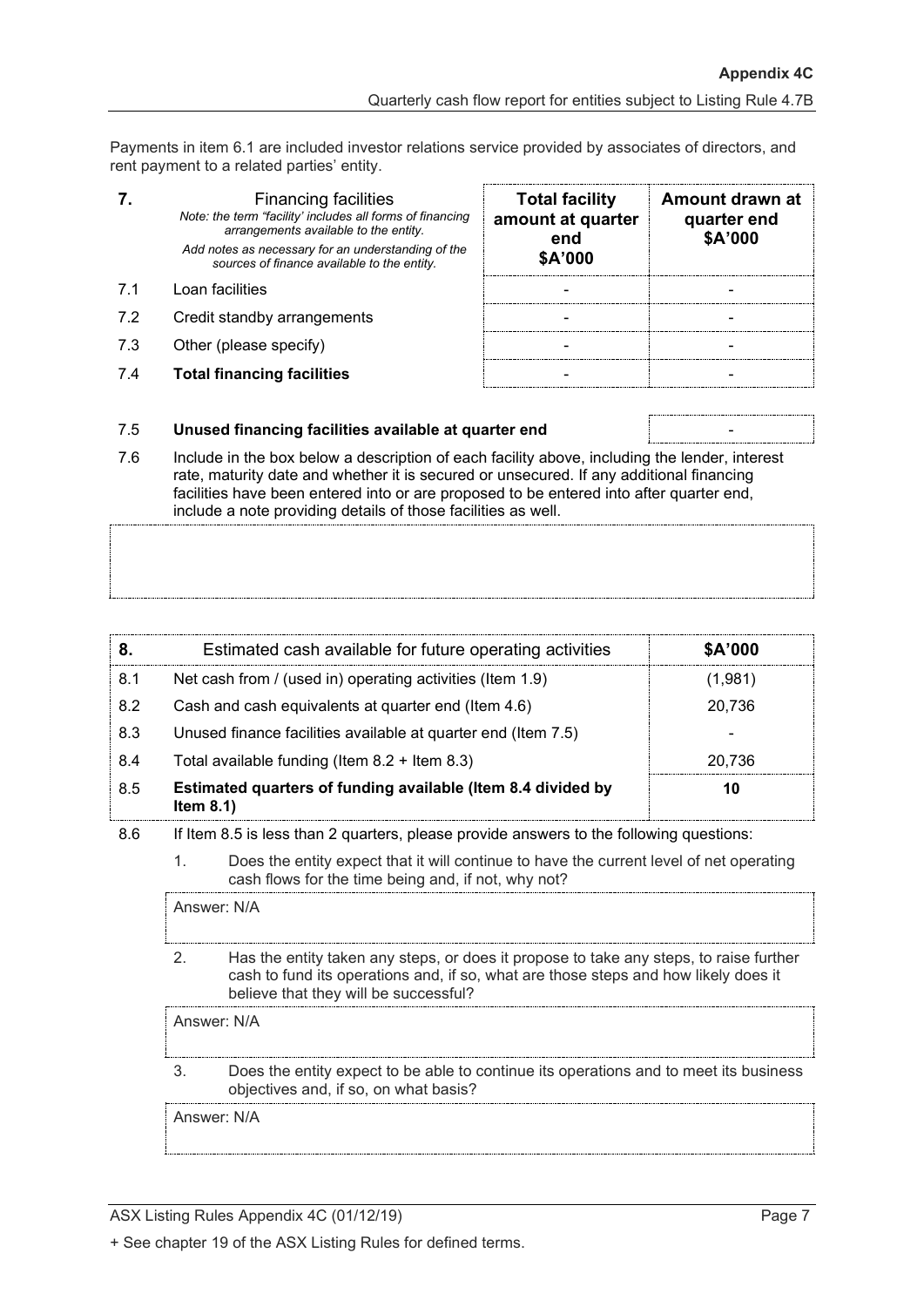Payments in item 6.1 are included investor relations service provided by associates of directors, and rent payment to a related parties' entity.

| 7. | Financing facilities<br>*Note: the term "facility' includes all forms of financing arrangements available to the entity.*<br>*Add notes as necessary for an understanding of the sources of finance available to the entity.* | Total facility amount at quarter end<br>$A'000 | Amount drawn at quarter end<br>$A'000 |
|---|---|---|---|
| 7.1 | Loan facilities | - | - |
| 7.2 | Credit standby arrangements | - | - |
| 7.3 | Other (please specify) | - | - |
| 7.4 | **Total financing facilities** | - | - |

| | | |
|---|---|---|
| 7.5 | **Unused financing facilities available at quarter end** | - |

7.6 Include in the box below a description of each facility above, including the lender, interest rate, maturity date and whether it is secured or unsecured. If any additional financing facilities have been entered into or are proposed to be entered into after quarter end, include a note providing details of those facilities as well.

| 8. | Estimated cash available for future operating activities | $A'000 |
|---|---|---|
| 8.1 | Net cash from / (used in) operating activities (Item 1.9) | (1,981) |
| 8.2 | Cash and cash equivalents at quarter end (Item 4.6) | 20,736 |
| 8.3 | Unused finance facilities available at quarter end (Item 7.5) | - |
| 8.4 | Total available funding (Item 8.2 + Item 8.3) | 20,736 |
| 8.5 | **Estimated quarters of funding available (Item 8.4 divided by Item 8.1)** | **10** |

8.6 If Item 8.5 is less than 2 quarters, please provide answers to the following questions:

1. Does the entity expect that it will continue to have the current level of net operating cash flows for the time being and, if not, why not?

   Answer: N/A

2. Has the entity taken any steps, or does it propose to take any steps, to raise further cash to fund its operations and, if so, what are those steps and how likely does it believe that they will be successful?

   Answer: N/A

3. Does the entity expect to be able to continue its operations and to meet its business objectives and, if so, on what basis?

   Answer: N/A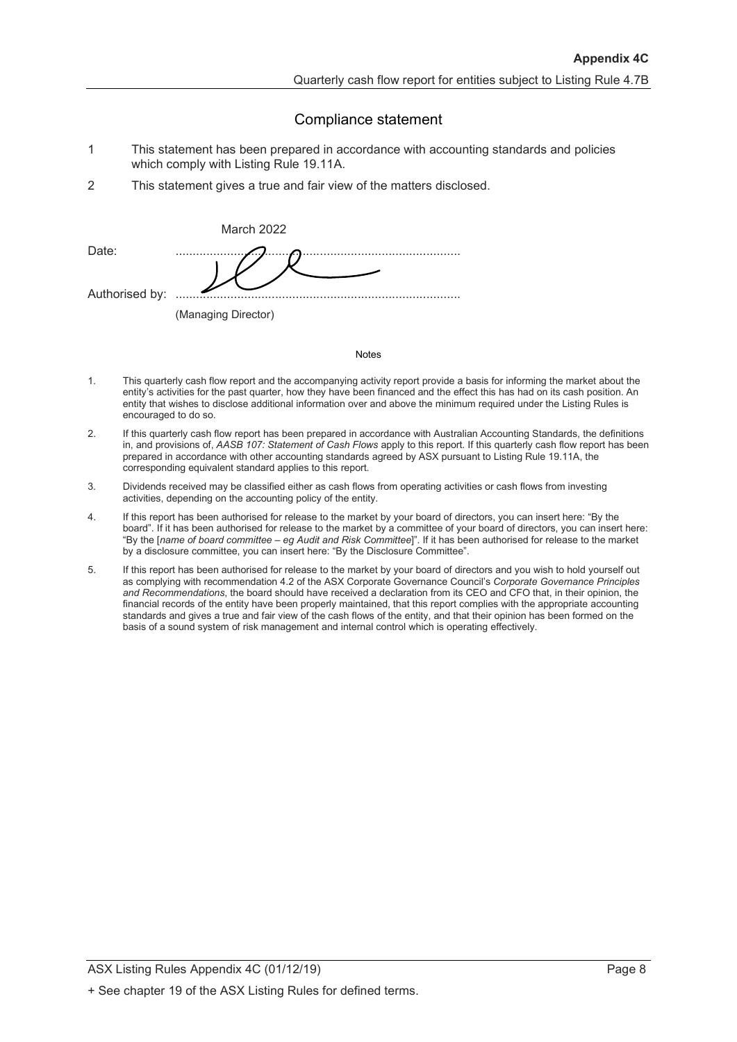## Compliance statement

1 This statement has been prepared in accordance with accounting standards and policies which comply with Listing Rule 19.11A.

2 This statement gives a true and fair view of the matters disclosed.

Date: March 2022

Authorised by: (Managing Director)

Notes

1. This quarterly cash flow report and the accompanying activity report provide a basis for informing the market about the entity's activities for the past quarter, how they have been financed and the effect this has had on its cash position. An entity that wishes to disclose additional information over and above the minimum required under the Listing Rules is encouraged to do so.
2. If this quarterly cash flow report has been prepared in accordance with Australian Accounting Standards, the definitions in, and provisions of, *AASB 107: Statement of Cash Flows* apply to this report. If this quarterly cash flow report has been prepared in accordance with other accounting standards agreed by ASX pursuant to Listing Rule 19.11A, the corresponding equivalent standard applies to this report.
3. Dividends received may be classified either as cash flows from operating activities or cash flows from investing activities, depending on the accounting policy of the entity.
4. If this report has been authorised for release to the market by your board of directors, you can insert here: "By the board". If it has been authorised for release to the market by a committee of your board of directors, you can insert here: "By the [*name of board committee – eg Audit and Risk Committee*]". If it has been authorised for release to the market by a disclosure committee, you can insert here: "By the Disclosure Committee".
5. If this report has been authorised for release to the market by your board of directors and you wish to hold yourself out as complying with recommendation 4.2 of the ASX Corporate Governance Council's *Corporate Governance Principles and Recommendations*, the board should have received a declaration from its CEO and CFO that, in their opinion, the financial records of the entity have been properly maintained, that this report complies with the appropriate accounting standards and gives a true and fair view of the cash flows of the entity, and that their opinion has been formed on the basis of a sound system of risk management and internal control which is operating effectively.

+ See chapter 19 of the ASX Listing Rules for defined terms.